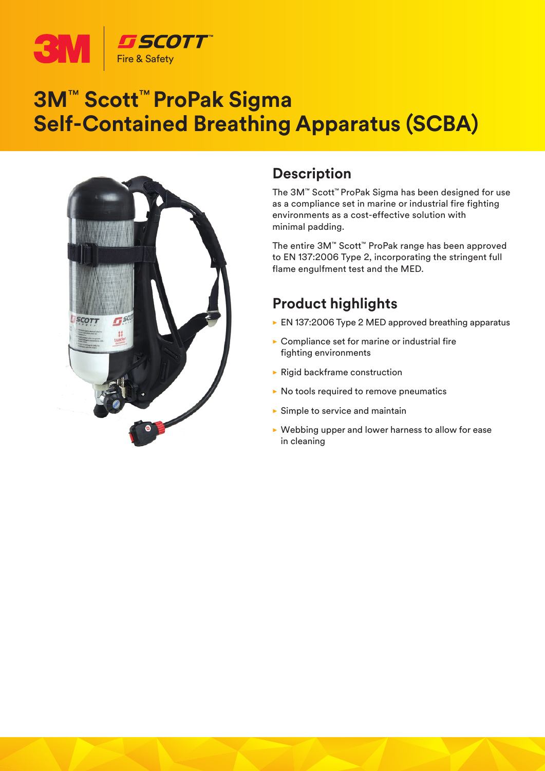3M | SCOTT™ Fire & Safety

# 3M™ Scott™ ProPak Sigma Self-Contained Breathing Apparatus (SCBA)

## Description

The 3M™ Scott™ ProPak Sigma has been designed for use as a compliance set in marine or industrial fire fighting environments as a cost-effective solution with minimal padding.

The entire 3M™ Scott™ ProPak range has been approved to EN 137:2006 Type 2, incorporating the stringent full flame engulfment test and the MED.

## Product highlights

- EN 137:2006 Type 2 MED approved breathing apparatus
- Compliance set for marine or industrial fire fighting environments
- Rigid backframe construction
- No tools required to remove pneumatics
- Simple to service and maintain
- Webbing upper and lower harness to allow for ease in cleaning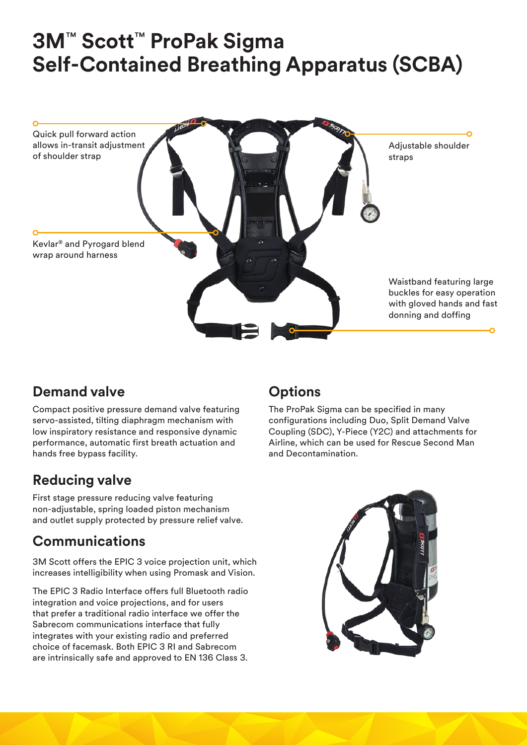# 3M™ Scott™ ProPak Sigma Self-Contained Breathing Apparatus (SCBA)

Quick pull forward action allows in-transit adjustment of shoulder strap

Adjustable shoulder straps

Kevlar® and Pyrogard blend wrap around harness

Waistband featuring large buckles for easy operation with gloved hands and fast donning and doffing

## Demand valve

Compact positive pressure demand valve featuring servo-assisted, tilting diaphragm mechanism with low inspiratory resistance and responsive dynamic performance, automatic first breath actuation and hands free bypass facility.

## Reducing valve

First stage pressure reducing valve featuring non-adjustable, spring loaded piston mechanism and outlet supply protected by pressure relief valve.

## Communications

3M Scott offers the EPIC 3 voice projection unit, which increases intelligibility when using Promask and Vision.

The EPIC 3 Radio Interface offers full Bluetooth radio integration and voice projections, and for users that prefer a traditional radio interface we offer the Sabrecom communications interface that fully integrates with your existing radio and preferred choice of facemask. Both EPIC 3 RI and Sabrecom are intrinsically safe and approved to EN 136 Class 3.

## Options

The ProPak Sigma can be specified in many configurations including Duo, Split Demand Valve Coupling (SDC), Y-Piece (Y2C) and attachments for Airline, which can be used for Rescue Second Man and Decontamination.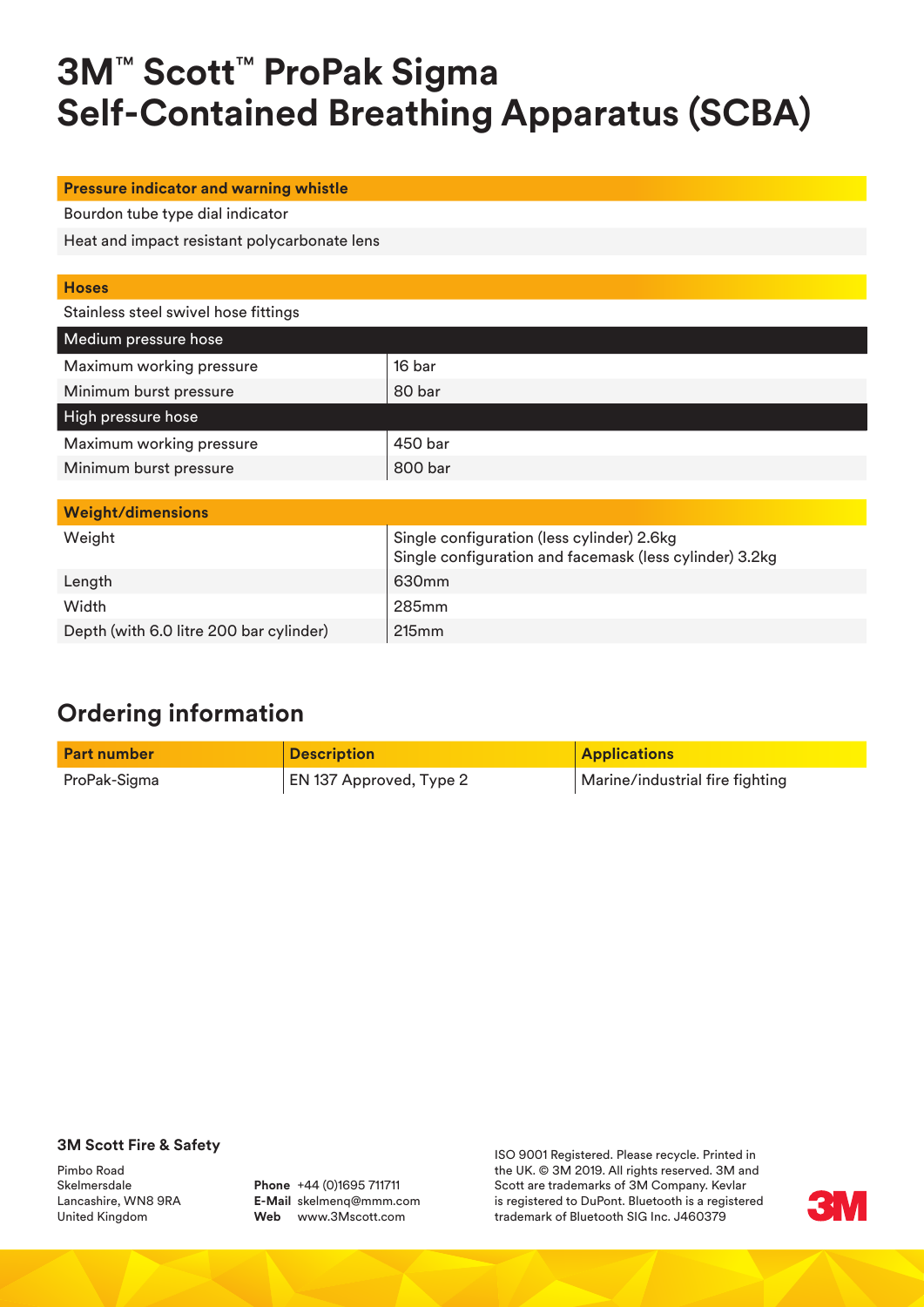# 3M™ Scott™ ProPak Sigma Self-Contained Breathing Apparatus (SCBA)

| Pressure indicator and warning whistle | |
|---|---|
| Bourdon tube type dial indicator | |
| Heat and impact resistant polycarbonate lens | |

| Hoses | |
|---|---|
| Stainless steel swivel hose fittings | |
| **Medium pressure hose** | |
| Maximum working pressure | 16 bar |
| Minimum burst pressure | 80 bar |
| **High pressure hose** | |
| Maximum working pressure | 450 bar |
| Minimum burst pressure | 800 bar |

| Weight/dimensions | |
|---|---|
| Weight | Single configuration (less cylinder) 2.6kg<br>Single configuration and facemask (less cylinder) 3.2kg |
| Length | 630mm |
| Width | 285mm |
| Depth (with 6.0 litre 200 bar cylinder) | 215mm |

## Ordering information

| Part number | Description | Applications |
|---|---|---|
| ProPak-Sigma | EN 137 Approved, Type 2 | Marine/industrial fire fighting |

**3M Scott Fire & Safety**

Pimbo Road
Skelmersdale
Lancashire, WN8 9RA
United Kingdom

**Phone** +44 (0)1695 711711
**E-Mail** skelmenq@mmm.com
**Web** www.3Mscott.com

ISO 9001 Registered. Please recycle. Printed in the UK. © 3M 2019. All rights reserved. 3M and Scott are trademarks of 3M Company. Kevlar is registered to DuPont. Bluetooth is a registered trademark of Bluetooth SIG Inc. J460379